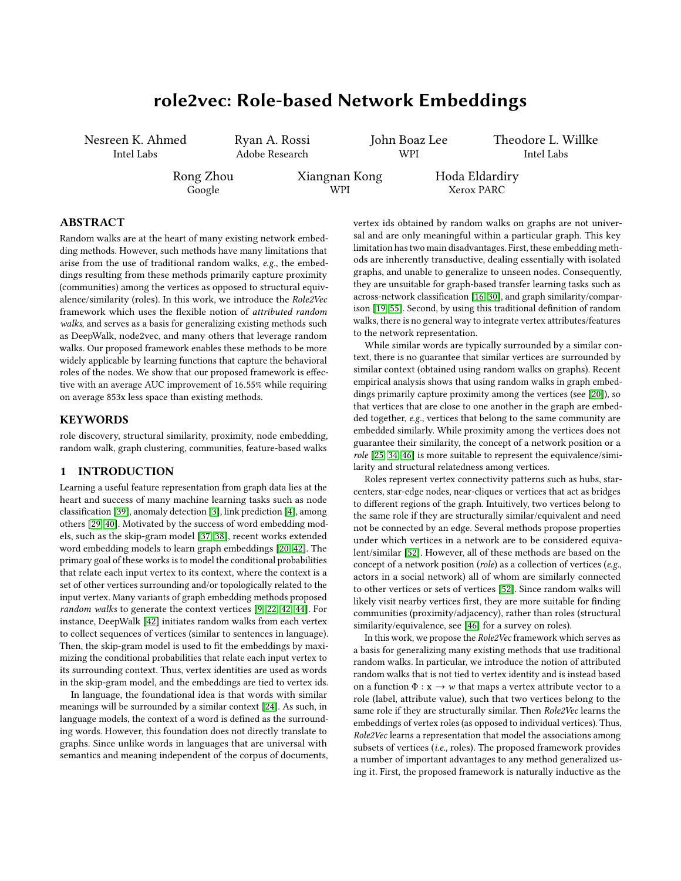# role2vec: Role-based Network Embeddings

Nesreen K. Ahmed
Intel Labs

Ryan A. Rossi
Adobe Research

John Boaz Lee
WPI

Theodore L. Willke
Intel Labs

Rong Zhou
Google

Xiangnan Kong
WPI

Hoda Eldardiry
Xerox PARC

## ABSTRACT

Random walks are at the heart of many existing network embedding methods. However, such methods have many limitations that arise from the use of traditional random walks, *e.g.*, the embeddings resulting from these methods primarily capture proximity (communities) among the vertices as opposed to structural equivalence/similarity (roles). In this work, we introduce the *Role2Vec* framework which uses the flexible notion of *attributed random walks*, and serves as a basis for generalizing existing methods such as DeepWalk, node2vec, and many others that leverage random walks. Our proposed framework enables these methods to be more widely applicable by learning functions that capture the behavioral roles of the nodes. We show that our proposed framework is effective with an average AUC improvement of 16.55% while requiring on average 853x less space than existing methods.

## KEYWORDS

role discovery, structural similarity, proximity, node embedding, random walk, graph clustering, communities, feature-based walks

## 1 INTRODUCTION

Learning a useful feature representation from graph data lies at the heart and success of many machine learning tasks such as node classification [39], anomaly detection [3], link prediction [4], among others [29, 40]. Motivated by the success of word embedding models, such as the skip-gram model [37, 38], recent works extended word embedding models to learn graph embeddings [20, 42]. The primary goal of these works is to model the conditional probabilities that relate each input vertex to its context, where the context is a set of other vertices surrounding and/or topologically related to the input vertex. Many variants of graph embedding methods proposed *random walks* to generate the context vertices [9, 22, 42, 44]. For instance, DeepWalk [42] initiates random walks from each vertex to collect sequences of vertices (similar to sentences in language). Then, the skip-gram model is used to fit the embeddings by maximizing the conditional probabilities that relate each input vertex to its surrounding context. Thus, vertex identities are used as words in the skip-gram model, and the embeddings are tied to vertex ids.

In language, the foundational idea is that words with similar meanings will be surrounded by a similar context [24]. As such, in language models, the context of a word is defined as the surrounding words. However, this foundation does not directly translate to graphs. Since unlike words in languages that are universal with semantics and meaning independent of the corpus of documents, vertex ids obtained by random walks on graphs are not universal and are only meaningful within a particular graph. This key limitation has two main disadvantages. First, these embedding methods are inherently transductive, dealing essentially with isolated graphs, and unable to generalize to unseen nodes. Consequently, they are unsuitable for graph-based transfer learning tasks such as across-network classification [16, 30], and graph similarity/comparison [19, 55]. Second, by using this traditional definition of random walks, there is no general way to integrate vertex attributes/features to the network representation.

While similar words are typically surrounded by a similar context, there is no guarantee that similar vertices are surrounded by similar context (obtained using random walks on graphs). Recent empirical analysis shows that using random walks in graph embeddings primarily capture proximity among the vertices (see [20]), so that vertices that are close to one another in the graph are embedded together, *e.g.*, vertices that belong to the same community are embedded similarly. While proximity among the vertices does not guarantee their similarity, the concept of a network position or a *role* [25, 34, 46] is more suitable to represent the equivalence/similarity and structural relatedness among vertices.

Roles represent vertex connectivity patterns such as hubs, star-centers, star-edge nodes, near-cliques or vertices that act as bridges to different regions of the graph. Intuitively, two vertices belong to the same role if they are structurally similar/equivalent and need not be connected by an edge. Several methods propose properties under which vertices in a network are to be considered equivalent/similar [52]. However, all of these methods are based on the concept of a network position (*role*) as a collection of vertices (*e.g.*, actors in a social network) all of whom are similarly connected to other vertices or sets of vertices [52]. Since random walks will likely visit nearby vertices first, they are more suitable for finding communities (proximity/adjacency), rather than roles (structural similarity/equivalence, see [46] for a survey on roles).

In this work, we propose the *Role2Vec* framework which serves as a basis for generalizing many existing methods that use traditional random walks. In particular, we introduce the notion of attributed random walks that is not tied to vertex identity and is instead based on a function $\Phi : \mathbf{x} \rightarrow w$ that maps a vertex attribute vector to a role (label, attribute value), such that two vertices belong to the same role if they are structurally similar. Then *Role2Vec* learns the embeddings of vertex roles (as opposed to individual vertices). Thus, *Role2Vec* learns a representation that model the associations among subsets of vertices (*i.e.*, roles). The proposed framework provides a number of important advantages to any method generalized using it. First, the proposed framework is naturally inductive as the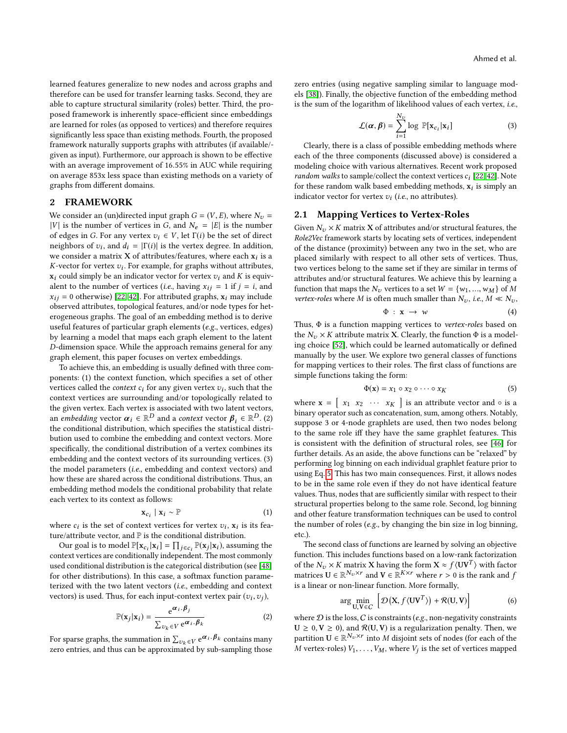learned features generalize to new nodes and across graphs and therefore can be used for transfer learning tasks. Second, they are able to capture structural similarity (roles) better. Third, the proposed framework is inherently space-efficient since embeddings are learned for roles (as opposed to vertices) and therefore requires significantly less space than existing methods. Fourth, the proposed framework naturally supports graphs with attributes (if available/given as input). Furthermore, our approach is shown to be effective with an average improvement of 16.55% in AUC while requiring on average 853x less space than existing methods on a variety of graphs from different domains.

## 2 FRAMEWORK

We consider an (un)directed input graph $G = (V, E)$, where $N_v = |V|$ is the number of vertices in $G$, and $N_e = |E|$ is the number of edges in $G$. For any vertex $v_i \in V$, let $\Gamma(i)$ be the set of direct neighbors of $v_i$, and $d_i = |\Gamma(i)|$ is the vertex degree. In addition, we consider a matrix $\mathbf{X}$ of attributes/features, where each $\mathbf{x}_i$ is a $K$-vector for vertex $v_i$. For example, for graphs without attributes, $\mathbf{x}_i$ could simply be an indicator vector for vertex $v_i$ and $K$ is equivalent to the number of vertices (*i.e.*, having $x_{ij} = 1$ if $j = i$, and $x_{ij} = 0$ otherwise) [22, 42]. For attributed graphs, $\mathbf{x}_i$ may include observed attributes, topological features, and/or node types for heterogeneous graphs. The goal of an embedding method is to derive useful features of particular graph elements (*e.g.*, vertices, edges) by learning a model that maps each graph element to the latent $D$-dimension space. While the approach remains general for any graph element, this paper focuses on vertex embeddings.

To achieve this, an embedding is usually defined with three components: (1) the context function, which specifies a set of other vertices called the *context* $c_i$ for any given vertex $v_i$, such that the context vertices are surrounding and/or topologically related to the given vertex. Each vertex is associated with two latent vectors, an *embedding* vector $\boldsymbol{\alpha}_i \in \mathbb{R}^D$ and a *context* vector $\boldsymbol{\beta}_i \in \mathbb{R}^D$. (2) the conditional distribution, which specifies the statistical distribution used to combine the embedding and context vectors. More specifically, the conditional distribution of a vertex combines its embedding and the context vectors of its surrounding vertices. (3) the model parameters (*i.e.*, embedding and context vectors) and how these are shared across the conditional distributions. Thus, an embedding method models the conditional probability that relate each vertex to its context as follows:

$$\mathbf{x}_{c_i} \mid \mathbf{x}_i \sim \mathbb{P} \tag{1}$$

where $c_i$ is the set of context vertices for vertex $v_i$, $\mathbf{x}_i$ is its feature/attribute vector, and $\mathbb{P}$ is the conditional distribution.

Our goal is to model $\mathbb{P}[\mathbf{x}_{c_i}|\mathbf{x}_i] = \prod_{j \in c_i} \mathbb{P}(\mathbf{x}_j|\mathbf{x}_i)$, assuming the context vertices are conditionally independent. The most commonly used conditional distribution is the categorical distribution (see [48] for other distributions). In this case, a softmax function parameterized with the two latent vectors (*i.e.*, embedding and context vectors) is used. Thus, for each input-context vertex pair $(v_i, v_j)$,

$$\mathbb{P}(\mathbf{x}_j|\mathbf{x}_i) = \frac{e^{\boldsymbol{\alpha}_i \cdot \boldsymbol{\beta}_j}}{\sum_{v_k \in V} e^{\boldsymbol{\alpha}_i \cdot \boldsymbol{\beta}_k}} \tag{2}$$

For sparse graphs, the summation in $\sum_{v_k \in V} e^{\boldsymbol{\alpha}_i \cdot \boldsymbol{\beta}_k}$ contains many zero entries, and thus can be approximated by sub-sampling those zero entries (using negative sampling similar to language models [38]). Finally, the objective function of the embedding method is the sum of the logarithm of likelihood values of each vertex, *i.e.*,

$$\mathcal{L}(\boldsymbol{\alpha}, \boldsymbol{\beta}) = \sum_{i=1}^{N_v} \log \, \mathbb{P}[\mathbf{x}_{c_i}|\mathbf{x}_i] \tag{3}$$

Clearly, there is a class of possible embedding methods where each of the three components (discussed above) is considered a modeling choice with various alternatives. Recent work proposed *random walks* to sample/collect the context vertices $c_i$ [22, 42]. Note for these random walk based embedding methods, $\mathbf{x}_i$ is simply an indicator vector for vertex $v_i$ (*i.e.*, no attributes).

### 2.1 Mapping Vertices to Vertex-Roles

Given $N_v \times K$ matrix $\mathbf{X}$ of attributes and/or structural features, the *Role2Vec* framework starts by locating sets of vertices, independent of the distance (proximity) between any two in the set, who are placed similarly with respect to all other sets of vertices. Thus, two vertices belong to the same set if they are similar in terms of attributes and/or structural features. We achieve this by learning a function that maps the $N_v$ vertices to a set $W = \{w_1, ..., w_M\}$ of $M$ *vertex-roles* where $M$ is often much smaller than $N_v$, *i.e.*, $M \ll N_v$,

$$\Phi \; : \; \mathbf{x} \; \rightarrow \; w \tag{4}$$

Thus, $\Phi$ is a function mapping vertices to *vertex-roles* based on the $N_v \times K$ attribute matrix $\mathbf{X}$. Clearly, the function $\Phi$ is a modeling choice [52], which could be learned automatically or defined manually by the user. We explore two general classes of functions for mapping vertices to their roles. The first class of functions are simple functions taking the form:

$$\Phi(\mathbf{x}) = x_1 \circ x_2 \circ \cdots \circ x_K \tag{5}$$

where $\mathbf{x} = \begin{bmatrix} x_1 & x_2 & \cdots & x_K \end{bmatrix}$ is an attribute vector and $\circ$ is a binary operator such as concatenation, sum, among others. Notably, suppose 3 or 4-node graphlets are used, then two nodes belong to the same role iff they have the same graphlet features. This is consistent with the definition of structural roles, see [46] for further details. As an aside, the above functions can be "relaxed" by performing log binning on each individual graphlet feature prior to using Eq. 5. This has two main consequences. First, it allows nodes to be in the same role even if they do not have identical feature values. Thus, nodes that are sufficiently similar with respect to their structural properties belong to the same role. Second, log binning and other feature transformation techniques can be used to control the number of roles (*e.g.*, by changing the bin size in log binning, etc.).

The second class of functions are learned by solving an objective function. This includes functions based on a low-rank factorization of the $N_v \times K$ matrix $\mathbf{X}$ having the form $\mathbf{X} \approx f\langle \mathbf{U}\mathbf{V}^T \rangle$ with factor matrices $\mathbf{U} \in \mathbb{R}^{N_v \times r}$ and $\mathbf{V} \in \mathbb{R}^{K \times r}$ where $r > 0$ is the rank and $f$ is a linear or non-linear function. More formally,

$$\arg \min_{\mathbf{U}, \mathbf{V} \in C} \left[ \mathcal{D}\left(\mathbf{X}, f\langle \mathbf{U}\mathbf{V}^T \rangle\right) + \mathcal{R}(\mathbf{U}, \mathbf{V}) \right] \tag{6}$$

where $\mathcal{D}$ is the loss, $C$ is constraints (*e.g.*, non-negativity constraints $\mathbf{U} \geq 0, \mathbf{V} \geq 0$), and $\mathcal{R}(\mathbf{U}, \mathbf{V})$ is a regularization penalty. Then, we partition $\mathbf{U} \in \mathbb{R}^{N_v \times r}$ into $M$ disjoint sets of nodes (for each of the $M$ vertex-roles) $V_1, \ldots, V_M$, where $V_j$ is the set of vertices mapped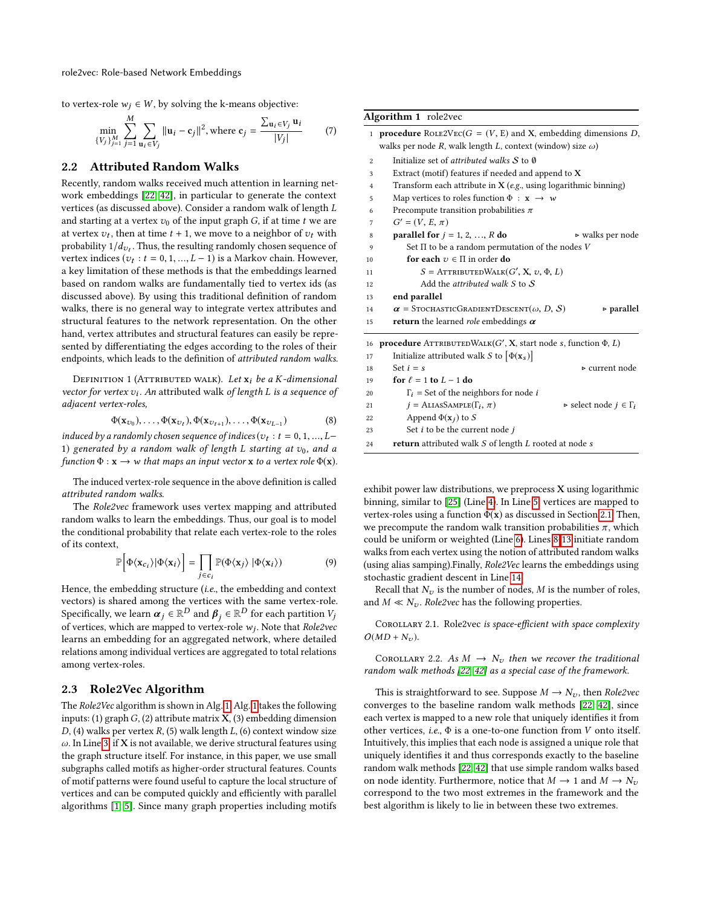to vertex-role $w_j \in W$, by solving the k-means objective:

$$\min_{\{V_j\}_{j=1}^{M}} \sum_{j=1}^{M} \sum_{\mathbf{u}_i \in V_j} \|\mathbf{u}_i - \mathbf{c}_j\|^2, \text{where } \mathbf{c}_j = \frac{\sum_{\mathbf{u}_i \in V_j} \mathbf{u}_i}{|V_j|} \tag{7}$$

## 2.2 Attributed Random Walks

Recently, random walks received much attention in learning network embeddings [22, 42], in particular to generate the context vertices (as discussed above). Consider a random walk of length $L$ and starting at a vertex $v_0$ of the input graph $G$, if at time $t$ we are at vertex $v_t$, then at time $t + 1$, we move to a neighbor of $v_t$ with probability $1/d_{v_t}$. Thus, the resulting randomly chosen sequence of vertex indices $(v_t : t = 0, 1, ..., L - 1)$ is a Markov chain. However, a key limitation of these methods is that the embeddings learned based on random walks are fundamentally tied to vertex ids (as discussed above). By using this traditional definition of random walks, there is no general way to integrate vertex attributes and structural features to the network representation. On the other hand, vertex attributes and structural features can easily be represented by differentiating the edges according to the roles of their endpoints, which leads to the definition of *attributed random walks*.

Definition 1 (Attributed walk). *Let $\mathbf{x}_i$ be a $K$-dimensional vector for vertex $v_i$. An attributed walk of length $L$ is a sequence of adjacent vertex-roles,*

$$\Phi(\mathbf{x}_{v_0}), \ldots, \Phi(\mathbf{x}_{v_t}), \Phi(\mathbf{x}_{v_{t+1}}), \ldots, \Phi(\mathbf{x}_{v_{L-1}}) \tag{8}$$

*induced by a randomly chosen sequence of indices $(v_t : t = 0, 1, ..., L - 1)$ generated by a random walk of length $L$ starting at $v_0$, and a function $\Phi : \mathbf{x} \longrightarrow w$ that maps an input vector $\mathbf{x}$ to a vertex role $\Phi(\mathbf{x})$.*

The induced vertex-role sequence in the above definition is called *attributed random walks*.

The *Role2vec* framework uses vertex mapping and attributed random walks to learn the embeddings. Thus, our goal is to model the conditional probability that relate each vertex-role to the roles of its context,

$$\mathbb{P}\Big[\Phi\langle\mathbf{x}_{c_i}\rangle|\Phi\langle\mathbf{x}_i\rangle\Big] = \prod_{j \in c_i} \mathbb{P}(\Phi\langle\mathbf{x}_j\rangle\,|\Phi\langle\mathbf{x}_i\rangle) \tag{9}$$

Hence, the embedding structure (*i.e.*, the embedding and context vectors) is shared among the vertices with the same vertex-role. Specifically, we learn $\boldsymbol{\alpha}_j \in \mathbb{R}^D$ and $\boldsymbol{\beta}_j \in \mathbb{R}^D$ for each partition $V_j$ of vertices, which are mapped to vertex-role $w_j$. Note that *Role2vec* learns an embedding for an aggregated network, where detailed relations among individual vertices are aggregated to total relations among vertex-roles.

## 2.3 Role2Vec Algorithm

The *Role2Vec* algorithm is shown in Alg. 1. Alg. 1 takes the following inputs: (1) graph $G$, (2) attribute matrix $\mathbf{X}$, (3) embedding dimension $D$, (4) walks per vertex $R$, (5) walk length $L$, (6) context window size $\omega$. In Line 3, if $\mathbf{X}$ is not available, we derive structural features using the graph structure itself. For instance, in this paper, we use small subgraphs called motifs as higher-order structural features. Counts of motif patterns were found useful to capture the local structure of vertices and can be computed quickly and efficiently with parallel algorithms [1, 5]. Since many graph properties including motifs exhibit power law distributions, we preprocess $\mathbf{X}$ using logarithmic binning, similar to [25] (Line 4). In Line 5, vertices are mapped to vertex-roles using a function $\Phi(\mathbf{x})$ as discussed in Section 2.1. Then, we precompute the random walk transition probabilities $\pi$, which could be uniform or weighted (Line 6). Lines 8-13 initiate random walks from each vertex using the notion of attributed random walks (using alias samping).Finally, *Role2Vec* learns the embeddings using stochastic gradient descent in Line 14.

**Algorithm 1** role2vec

```
1  procedure Role2Vec(G = (V, E) and X, embedding dimensions D,
   walks per node R, walk length L, context (window) size ω)
2      Initialize set of attributed walks S to ∅
3      Extract (motif) features if needed and append to X
4      Transform each attribute in X (e.g., using logarithmic binning)
5      Map vertices to roles function Φ : x → w
6      Precompute transition probabilities π
7      G' = (V, E, π)
8      parallel for j = 1, 2, ..., R do                  ▷ walks per node
9          Set Π to be a random permutation of the nodes V
10         for each v ∈ Π in order do
11             S = AttributedWalk(G', X, v, Φ, L)
12             Add the attributed walk S to S
13     end parallel
14     α = StochasticGradientDescent(ω, D, S)            ▷ parallel
15     return the learned role embeddings α

16 procedure AttributedWalk(G', X, start node s, function Φ, L)
17     Initialize attributed walk S to [Φ(x_s)]
18     Set i = s                                          ▷ current node
19     for ℓ = 1 to L − 1 do
20         Γ_i = Set of the neighbors for node i
21         j = AliasSample(Γ_i, π)                        ▷ select node j ∈ Γ_i
22         Append Φ(x_j) to S
23         Set i to be the current node j
24     return attributed walk S of length L rooted at node s
```

Recall that $N_v$ is the number of nodes, $M$ is the number of roles, and $M \ll N_v$. *Role2vec* has the following properties.

Corollary 2.1. *Role2vec is space-efficient with space complexity $O(MD + N_v)$.*

Corollary 2.2. *As $M \longrightarrow N_v$ then we recover the traditional random walk methods [22, 42] as a special case of the framework.*

This is straightforward to see. Suppose $M \longrightarrow N_v$, then *Role2vec* converges to the baseline random walk methods [22, 42], since each vertex is mapped to a new role that uniquely identifies it from other vertices, *i.e.*, $\Phi$ is a one-to-one function from $V$ onto itself. Intuitively, this implies that each node is assigned a unique role that uniquely identifies it and thus corresponds exactly to the baseline random walk methods [22, 42] that use simple random walks based on node identity. Furthermore, notice that $M \longrightarrow 1$ and $M \longrightarrow N_v$ correspond to the two most extremes in the framework and the best algorithm is likely to lie in between these two extremes.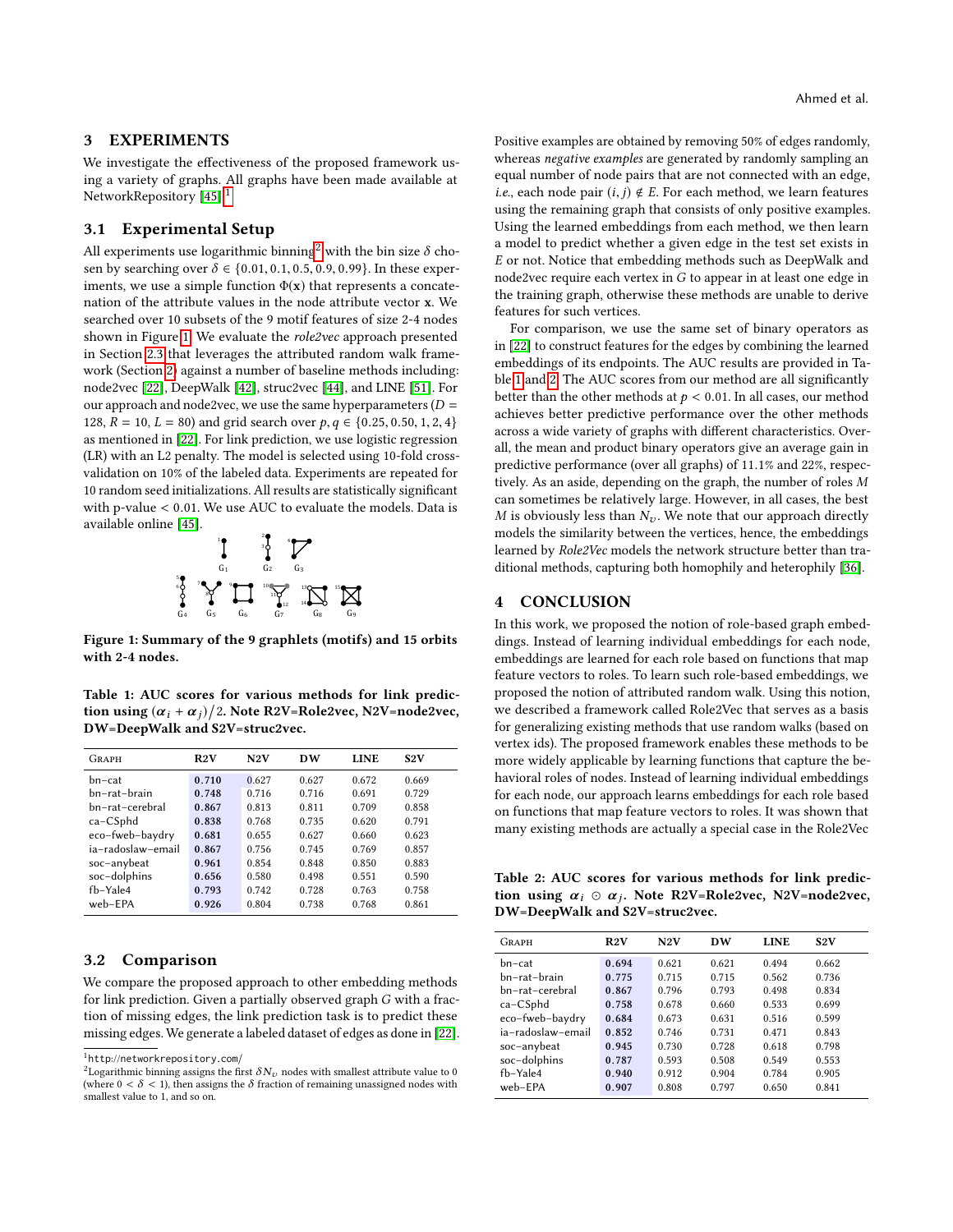## 3 EXPERIMENTS

We investigate the effectiveness of the proposed framework using a variety of graphs. All graphs have been made available at NetworkRepository [45].[1]

### 3.1 Experimental Setup

All experiments use logarithmic binning[2] with the bin size $\delta$ chosen by searching over $\delta \in \{0.01, 0.1, 0.5, 0.9, 0.99\}$. In these experiments, we use a simple function $\Phi(\mathbf{x})$ that represents a concatenation of the attribute values in the node attribute vector $\mathbf{x}$. We searched over 10 subsets of the 9 motif features of size 2-4 nodes shown in Figure 1. We evaluate the *role2vec* approach presented in Section 2.3 that leverages the attributed random walk framework (Section 2) against a number of baseline methods including: node2vec [22], DeepWalk [42], struc2vec [44], and LINE [51]. For our approach and node2vec, we use the same hyperparameters ($D = 128$, $R = 10$, $L = 80$) and grid search over $p, q \in \{0.25, 0.50, 1, 2, 4\}$ as mentioned in [22]. For link prediction, we use logistic regression (LR) with an L2 penalty. The model is selected using 10-fold cross-validation on 10% of the labeled data. Experiments are repeated for 10 random seed initializations. All results are statistically significant with p-value < 0.01. We use AUC to evaluate the models. Data is available online [45].

**Figure 1: Summary of the 9 graphlets (motifs) and 15 orbits with 2-4 nodes.**

**Table 1: AUC scores for various methods for link prediction using $(\boldsymbol{\alpha}_i + \boldsymbol{\alpha}_j)/2$. Note R2V=Role2vec, N2V=node2vec, DW=DeepWalk and S2V=struc2vec.**

| Graph | R2V | N2V | DW | LINE | S2V |
|---|---|---|---|---|---|
| bn–cat | **0.710** | 0.627 | 0.627 | 0.672 | 0.669 |
| bn–rat–brain | **0.748** | 0.716 | 0.716 | 0.691 | 0.729 |
| bn–rat–cerebral | **0.867** | 0.813 | 0.811 | 0.709 | 0.858 |
| ca–CSphd | **0.838** | 0.768 | 0.735 | 0.620 | 0.791 |
| eco–fweb–baydry | **0.681** | 0.655 | 0.627 | 0.660 | 0.623 |
| ia–radoslaw–email | **0.867** | 0.756 | 0.745 | 0.769 | 0.857 |
| soc–anybeat | **0.961** | 0.854 | 0.848 | 0.850 | 0.883 |
| soc–dolphins | **0.656** | 0.580 | 0.498 | 0.551 | 0.590 |
| fb–Yale4 | **0.793** | 0.742 | 0.728 | 0.763 | 0.758 |
| web–EPA | **0.926** | 0.804 | 0.738 | 0.768 | 0.861 |

### 3.2 Comparison

We compare the proposed approach to other embedding methods for link prediction. Given a partially observed graph $G$ with a fraction of missing edges, the link prediction task is to predict these missing edges. We generate a labeled dataset of edges as done in [22]. Positive examples are obtained by removing 50% of edges randomly, whereas *negative examples* are generated by randomly sampling an equal number of node pairs that are not connected with an edge, *i.e.*, each node pair $(i, j) \notin E$. For each method, we learn features using the remaining graph that consists of only positive examples. Using the learned embeddings from each method, we then learn a model to predict whether a given edge in the test set exists in $E$ or not. Notice that embedding methods such as DeepWalk and node2vec require each vertex in $G$ to appear in at least one edge in the training graph, otherwise these methods are unable to derive features for such vertices.

For comparison, we use the same set of binary operators as in [22] to construct features for the edges by combining the learned embeddings of its endpoints. The AUC results are provided in Table 1 and 2. The AUC scores from our method are all significantly better than the other methods at $p < 0.01$. In all cases, our method achieves better predictive performance over the other methods across a wide variety of graphs with different characteristics. Overall, the mean and product binary operators give an average gain in predictive performance (over all graphs) of 11.1% and 22%, respectively. As an aside, depending on the graph, the number of roles $M$ can sometimes be relatively large. However, in all cases, the best $M$ is obviously less than $N_v$. We note that our approach directly models the similarity between the vertices, hence, the embeddings learned by *Role2Vec* models the network structure better than traditional methods, capturing both homophily and heterophily [36].

## 4 CONCLUSION

In this work, we proposed the notion of role-based graph embeddings. Instead of learning individual embeddings for each node, embeddings are learned for each role based on functions that map feature vectors to roles. To learn such role-based embeddings, we proposed the notion of attributed random walk. Using this notion, we described a framework called Role2Vec that serves as a basis for generalizing existing methods that use random walks (based on vertex ids). The proposed framework enables these methods to be more widely applicable by learning functions that capture the behavioral roles of nodes. Instead of learning individual embeddings for each node, our approach learns embeddings for each role based on functions that map feature vectors to roles. It was shown that many existing methods are actually a special case in the Role2Vec

**Table 2: AUC scores for various methods for link prediction using $\boldsymbol{\alpha}_i \odot \boldsymbol{\alpha}_j$. Note R2V=Role2vec, N2V=node2vec, DW=DeepWalk and S2V=struc2vec.**

| Graph | R2V | N2V | DW | LINE | S2V |
|---|---|---|---|---|---|
| bn–cat | **0.694** | 0.621 | 0.621 | 0.494 | 0.662 |
| bn–rat–brain | **0.775** | 0.715 | 0.715 | 0.562 | 0.736 |
| bn–rat–cerebral | **0.867** | 0.796 | 0.793 | 0.498 | 0.834 |
| ca–CSphd | **0.758** | 0.678 | 0.660 | 0.533 | 0.699 |
| eco–fweb–baydry | **0.684** | 0.673 | 0.631 | 0.516 | 0.599 |
| ia–radoslaw–email | **0.852** | 0.746 | 0.731 | 0.471 | 0.843 |
| soc–anybeat | **0.945** | 0.730 | 0.728 | 0.618 | 0.798 |
| soc–dolphins | **0.787** | 0.593 | 0.508 | 0.549 | 0.553 |
| fb–Yale4 | **0.940** | 0.912 | 0.904 | 0.784 | 0.905 |
| web–EPA | **0.907** | 0.808 | 0.797 | 0.650 | 0.841 |

[1] http://networkrepository.com/

[2] Logarithmic binning assigns the first $\delta N_v$ nodes with smallest attribute value to 0 (where $0 < \delta < 1$), then assigns the $\delta$ fraction of remaining unassigned nodes with smallest value to 1, and so on.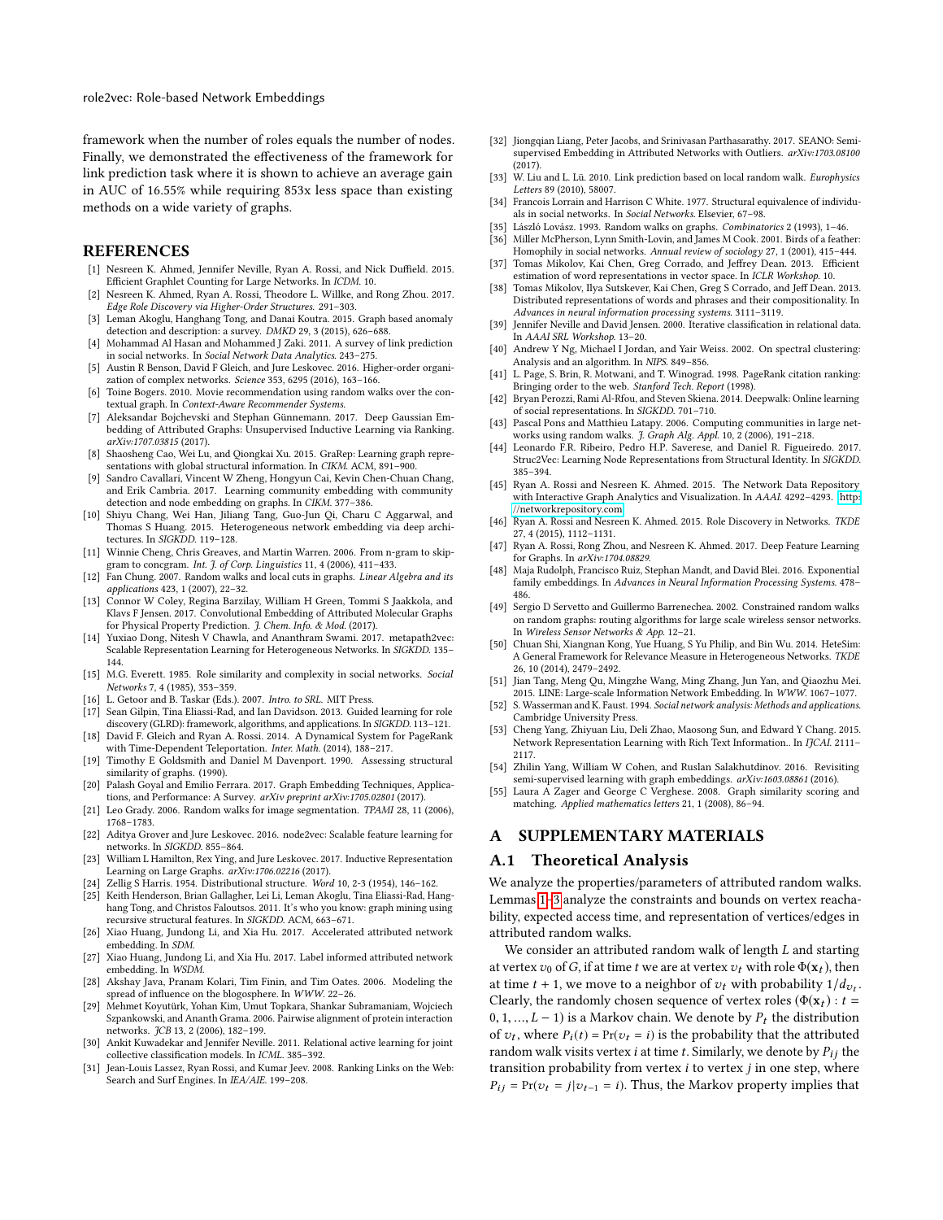framework when the number of roles equals the number of nodes. Finally, we demonstrated the effectiveness of the framework for link prediction task where it is shown to achieve an average gain in AUC of 16.55% while requiring 853x less space than existing methods on a wide variety of graphs.

## REFERENCES

- [1] Nesreen K. Ahmed, Jennifer Neville, Ryan A. Rossi, and Nick Duffield. 2015. Efficient Graphlet Counting for Large Networks. In *ICDM*. 10.
- [2] Nesreen K. Ahmed, Ryan A. Rossi, Theodore L. Willke, and Rong Zhou. 2017. *Edge Role Discovery via Higher-Order Structures*. 291–303.
- [3] Leman Akoglu, Hanghang Tong, and Danai Koutra. 2015. Graph based anomaly detection and description: a survey. *DMKD* 29, 3 (2015), 626–688.
- [4] Mohammad Al Hasan and Mohammed J Zaki. 2011. A survey of link prediction in social networks. In *Social Network Data Analytics*. 243–275.
- [5] Austin R Benson, David F Gleich, and Jure Leskovec. 2016. Higher-order organization of complex networks. *Science* 353, 6295 (2016), 163–166.
- [6] Toine Bogers. 2010. Movie recommendation using random walks over the contextual graph. In *Context-Aware Recommender Systems*.
- [7] Aleksandar Bojchevski and Stephan Günnemann. 2017. Deep Gaussian Embedding of Attributed Graphs: Unsupervised Inductive Learning via Ranking. *arXiv:1707.03815* (2017).
- [8] Shaosheng Cao, Wei Lu, and Qiongkai Xu. 2015. GraRep: Learning graph representations with global structural information. In *CIKM*. ACM, 891–900.
- [9] Sandro Cavallari, Vincent W Zheng, Hongyun Cai, Kevin Chen-Chuan Chang, and Erik Cambria. 2017. Learning community embedding with community detection and node embedding on graphs. In *CIKM*. 377–386.
- [10] Shiyu Chang, Wei Han, Jiliang Tang, Guo-Jun Qi, Charu C Aggarwal, and Thomas S Huang. 2015. Heterogeneous network embedding via deep architectures. In *SIGKDD*. 119–128.
- [11] Winnie Cheng, Chris Greaves, and Martin Warren. 2006. From n-gram to skipgram to concgram. *Int. J. of Corp. Linguistics* 11, 4 (2006), 411–433.
- [12] Fan Chung. 2007. Random walks and local cuts in graphs. *Linear Algebra and its applications* 423, 1 (2007), 22–32.
- [13] Connor W Coley, Regina Barzilay, William H Green, Tommi S Jaakkola, and Klavs F Jensen. 2017. Convolutional Embedding of Attributed Molecular Graphs for Physical Property Prediction. *J. Chem. Info. & Mod.* (2017).
- [14] Yuxiao Dong, Nitesh V Chawla, and Ananthram Swami. 2017. metapath2vec: Scalable Representation Learning for Heterogeneous Networks. In *SIGKDD*. 135–144.
- [15] M.G. Everett. 1985. Role similarity and complexity in social networks. *Social Networks* 7, 4 (1985), 353–359.
- [16] L. Getoor and B. Taskar (Eds.). 2007. *Intro. to SRL*. MIT Press.
- [17] Sean Gilpin, Tina Eliassi-Rad, and Ian Davidson. 2013. Guided learning for role discovery (GLRD): framework, algorithms, and applications. In *SIGKDD*. 113–121.
- [18] David F. Gleich and Ryan A. Rossi. 2014. A Dynamical System for PageRank with Time-Dependent Teleportation. *Inter. Math.* (2014), 188–217.
- [19] Timothy E Goldsmith and Daniel M Davenport. 1990. Assessing structural similarity of graphs. (1990).
- [20] Palash Goyal and Emilio Ferrara. 2017. Graph Embedding Techniques, Applications, and Performance: A Survey. *arXiv preprint arXiv:1705.02801* (2017).
- [21] Leo Grady. 2006. Random walks for image segmentation. *TPAMI* 28, 11 (2006), 1768–1783.
- [22] Aditya Grover and Jure Leskovec. 2016. node2vec: Scalable feature learning for networks. In *SIGKDD*. 855–864.
- [23] William L Hamilton, Rex Ying, and Jure Leskovec. 2017. Inductive Representation Learning on Large Graphs. *arXiv:1706.02216* (2017).
- [24] Zellig S Harris. 1954. Distributional structure. *Word* 10, 2-3 (1954), 146–162.
- [25] Keith Henderson, Brian Gallagher, Lei Li, Leman Akoglu, Tina Eliassi-Rad, Hanghang Tong, and Christos Faloutsos. 2011. It's who you know: graph mining using recursive structural features. In *SIGKDD*. ACM, 663–671.
- [26] Xiao Huang, Jundong Li, and Xia Hu. 2017. Accelerated attributed network embedding. In *SDM*.
- [27] Xiao Huang, Jundong Li, and Xia Hu. 2017. Label informed attributed network embedding. In *WSDM*.
- [28] Akshay Java, Pranam Kolari, Tim Finin, and Tim Oates. 2006. Modeling the spread of influence on the blogosphere. In *WWW*. 22–26.
- [29] Mehmet Koyutürk, Yohan Kim, Umut Topkara, Shankar Subramaniam, Wojciech Szpankowski, and Ananth Grama. 2006. Pairwise alignment of protein interaction networks. *JCB* 13, 2 (2006), 182–199.
- [30] Ankit Kuwadekar and Jennifer Neville. 2011. Relational active learning for joint collective classification models. In *ICML*. 385–392.
- [31] Jean-Louis Lassez, Ryan Rossi, and Kumar Jeev. 2008. Ranking Links on the Web: Search and Surf Engines. In *IEA/AIE*. 199–208.
- [32] Jiongqian Liang, Peter Jacobs, and Srinivasan Parthasarathy. 2017. SEANO: Semi-supervised Embedding in Attributed Networks with Outliers. *arXiv:1703.08100* (2017).
- [33] W. Liu and L. Lü. 2010. Link prediction based on local random walk. *Europhysics Letters* 89 (2010), 58007.
- [34] Francois Lorrain and Harrison C White. 1977. Structural equivalence of individuals in social networks. In *Social Networks*. Elsevier, 67–98.
- [35] László Lovász. 1993. Random walks on graphs. *Combinatorics* 2 (1993), 1–46.
- [36] Miller McPherson, Lynn Smith-Lovin, and James M Cook. 2001. Birds of a feather: Homophily in social networks. *Annual review of sociology* 27, 1 (2001), 415–444.
- [37] Tomas Mikolov, Kai Chen, Greg Corrado, and Jeffrey Dean. 2013. Efficient estimation of word representations in vector space. In *ICLR Workshop*. 10.
- [38] Tomas Mikolov, Ilya Sutskever, Kai Chen, Greg S Corrado, and Jeff Dean. 2013. Distributed representations of words and phrases and their compositionality. In *Advances in neural information processing systems*. 3111–3119.
- [39] Jennifer Neville and David Jensen. 2000. Iterative classification in relational data. In *AAAI SRL Workshop*. 13–20.
- [40] Andrew Y Ng, Michael I Jordan, and Yair Weiss. 2002. On spectral clustering: Analysis and an algorithm. In *NIPS*. 849–856.
- [41] L. Page, S. Brin, R. Motwani, and T. Winograd. 1998. PageRank citation ranking: Bringing order to the web. *Stanford Tech. Report* (1998).
- [42] Bryan Perozzi, Rami Al-Rfou, and Steven Skiena. 2014. Deepwalk: Online learning of social representations. In *SIGKDD*. 701–710.
- [43] Pascal Pons and Matthieu Latapy. 2006. Computing communities in large networks using random walks. *J. Graph Alg. Appl.* 10, 2 (2006), 191–218.
- [44] Leonardo F.R. Ribeiro, Pedro H.P. Saverese, and Daniel R. Figueiredo. 2017. Struc2Vec: Learning Node Representations from Structural Identity. In *SIGKDD*. 385–394.
- [45] Ryan A. Rossi and Nesreen K. Ahmed. 2015. The Network Data Repository with Interactive Graph Analytics and Visualization. In *AAAI*. 4292–4293. http://networkrepository.com
- [46] Ryan A. Rossi and Nesreen K. Ahmed. 2015. Role Discovery in Networks. *TKDE* 27, 4 (2015), 1112–1131.
- [47] Ryan A. Rossi, Rong Zhou, and Nesreen K. Ahmed. 2017. Deep Feature Learning for Graphs. In *arXiv:1704.08829*.
- [48] Maja Rudolph, Francisco Ruiz, Stephan Mandt, and David Blei. 2016. Exponential family embeddings. In *Advances in Neural Information Processing Systems*. 478–486.
- [49] Sergio D Servetto and Guillermo Barrenechea. 2002. Constrained random walks on random graphs: routing algorithms for large scale wireless sensor networks. In *Wireless Sensor Networks & App*. 12–21.
- [50] Chuan Shi, Xiangnan Kong, Yue Huang, S Yu Philip, and Bin Wu. 2014. HeteSim: A General Framework for Relevance Measure in Heterogeneous Networks. *TKDE* 26, 10 (2014), 2479–2492.
- [51] Jian Tang, Meng Qu, Mingzhe Wang, Ming Zhang, Jun Yan, and Qiaozhu Mei. 2015. LINE: Large-scale Information Network Embedding. In *WWW*. 1067–1077.
- [52] S. Wasserman and K. Faust. 1994. *Social network analysis: Methods and applications*. Cambridge University Press.
- [53] Cheng Yang, Zhiyuan Liu, Deli Zhao, Maosong Sun, and Edward Y Chang. 2015. Network Representation Learning with Rich Text Information.. In *IJCAI*. 2111–2117.
- [54] Zhilin Yang, William W Cohen, and Ruslan Salakhutdinov. 2016. Revisiting semi-supervised learning with graph embeddings. *arXiv:1603.08861* (2016).
- [55] Laura A Zager and George C Verghese. 2008. Graph similarity scoring and matching. *Applied mathematics letters* 21, 1 (2008), 86–94.

## A SUPPLEMENTARY MATERIALS

### A.1 Theoretical Analysis

We analyze the properties/parameters of attributed random walks. Lemmas 1–3 analyze the constraints and bounds on vertex reachability, expected access time, and representation of vertices/edges in attributed random walks.

We consider an attributed random walk of length $L$ and starting at vertex $v_0$ of $G$, if at time $t$ we are at vertex $v_t$ with role $\Phi(\mathbf{x}_t)$, then at time $t+1$, we move to a neighbor of $v_t$ with probability $1/d_{v_t}$. Clearly, the randomly chosen sequence of vertex roles $(\Phi(\mathbf{x}_t) : t = 0, 1, \ldots, L-1)$ is a Markov chain. We denote by $P_t$ the distribution of $v_t$, where $P_i(t) = \Pr(v_t = i)$ is the probability that the attributed random walk visits vertex $i$ at time $t$. Similarly, we denote by $P_{ij}$ the transition probability from vertex $i$ to vertex $j$ in one step, where $P_{ij} = \Pr(v_t = j | v_{t-1} = i)$. Thus, the Markov property implies that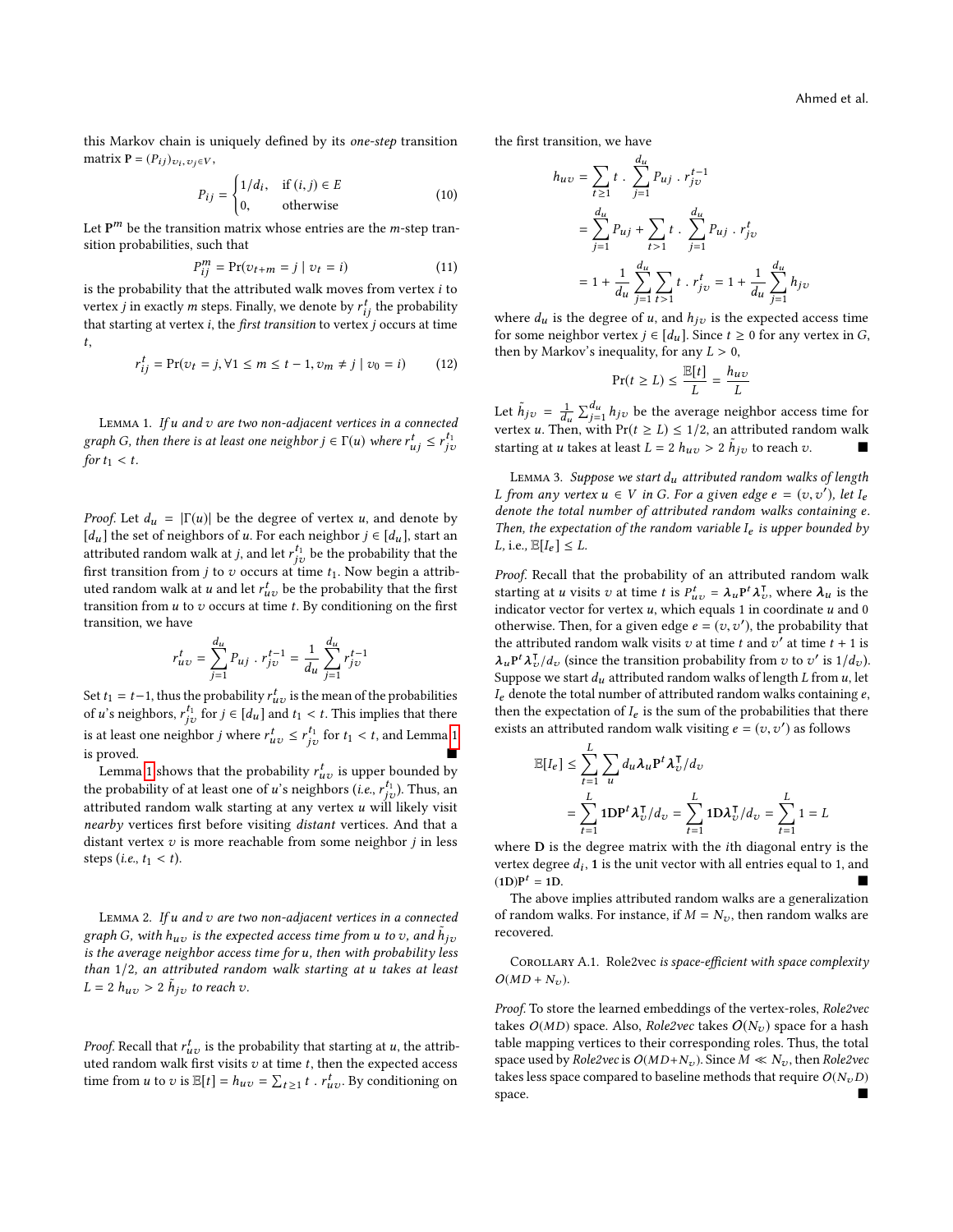this Markov chain is uniquely defined by its *one-step* transition matrix $\mathbf{P} = (P_{ij})_{v_i, v_j \in V}$,

$$P_{ij} = \begin{cases} 1/d_i, & \text{if } (i,j) \in E \\ 0, & \text{otherwise} \end{cases} \tag{10}$$

Let $\mathbf{P}^m$ be the transition matrix whose entries are the $m$-step transition probabilities, such that

$$P_{ij}^m = \Pr(v_{t+m} = j \mid v_t = i) \tag{11}$$

is the probability that the attributed walk moves from vertex $i$ to vertex $j$ in exactly $m$ steps. Finally, we denote by $r_{ij}^t$ the probability that starting at vertex $i$, the *first transition* to vertex $j$ occurs at time $t$,

$$r_{ij}^t = \Pr(v_t = j, \forall 1 \leq m \leq t-1, v_m \neq j \mid v_0 = i) \tag{12}$$

Lemma 1. *If $u$ and $v$ are two non-adjacent vertices in a connected graph $G$, then there is at least one neighbor $j \in \Gamma(u)$ where $r_{uj}^t \leq r_{jv}^{t_1}$ for $t_1 < t$.*

*Proof.* Let $d_u = |\Gamma(u)|$ be the degree of vertex $u$, and denote by $[d_u]$ the set of neighbors of $u$. For each neighbor $j \in [d_u]$, start an attributed random walk at $j$, and let $r_{jv}^{t_1}$ be the probability that the first transition from $j$ to $v$ occurs at time $t_1$. Now begin a attributed random walk at $u$ and let $r_{uv}^t$ be the probability that the first transition from $u$ to $v$ occurs at time $t$. By conditioning on the first transition, we have

$$r_{uv}^t = \sum_{j=1}^{d_u} P_{uj} \cdot r_{jv}^{t-1} = \frac{1}{d_u} \sum_{j=1}^{d_u} r_{jv}^{t-1}$$

Set $t_1 = t-1$, thus the probability $r_{uv}^t$ is the mean of the probabilities of $u$'s neighbors, $r_{jv}^{t_1}$ for $j \in [d_u]$ and $t_1 < t$. This implies that there is at least one neighbor $j$ where $r_{uv}^t \leq r_{jv}^{t_1}$ for $t_1 < t$, and Lemma 1 is proved. ∎

Lemma 1 shows that the probability $r_{uv}^t$ is upper bounded by the probability of at least one of $u$'s neighbors (*i.e.*, $r_{jv}^{t_1}$). Thus, an attributed random walk starting at any vertex $u$ will likely visit *nearby* vertices first before visiting *distant* vertices. And that a distant vertex $v$ is more reachable from some neighbor $j$ in less steps (*i.e.*, $t_1 < t$).

Lemma 2. *If $u$ and $v$ are two non-adjacent vertices in a connected graph $G$, with $h_{uv}$ is the expected access time from $u$ to $v$, and $\tilde{h}_{jv}$ is the average neighbor access time for $u$, then with probability less than $1/2$, an attributed random walk starting at $u$ takes at least $L = 2\, h_{uv} > 2\, \tilde{h}_{jv}$ to reach $v$.*

*Proof.* Recall that $r_{uv}^t$ is the probability that starting at $u$, the attributed random walk first visits $v$ at time $t$, then the expected access time from $u$ to $v$ is $\mathbb{E}[t] = h_{uv} = \sum_{t \geq 1} t \cdot r_{uv}^t$. By conditioning on the first transition, we have

$$\begin{aligned} h_{uv} &= \sum_{t\geq 1} t \cdot \sum_{j=1}^{d_u} P_{uj} \cdot r_{jv}^{t-1} \\ &= \sum_{j=1}^{d_u} P_{uj} + \sum_{t>1} t \cdot \sum_{j=1}^{d_u} P_{uj} \cdot r_{jv}^{t} \\ &= 1 + \frac{1}{d_u} \sum_{j=1}^{d_u} \sum_{t>1} t \cdot r_{jv}^t = 1 + \frac{1}{d_u} \sum_{j=1}^{d_u} h_{jv} \end{aligned}$$

where $d_u$ is the degree of $u$, and $h_{jv}$ is the expected access time for some neighbor vertex $j \in [d_u]$. Since $t \geq 0$ for any vertex in $G$, then by Markov's inequality, for any $L > 0$,

$$\Pr(t \geq L) \leq \frac{\mathbb{E}[t]}{L} = \frac{h_{uv}}{L}$$

Let $\tilde{h}_{jv} = \frac{1}{d_u} \sum_{j=1}^{d_u} h_{jv}$ be the average neighbor access time for vertex $u$. Then, with $\Pr(t \geq L) \leq 1/2$, an attributed random walk starting at $u$ takes at least $L = 2\, h_{uv} > 2\, \tilde{h}_{jv}$ to reach $v$. ∎

Lemma 3. *Suppose we start $d_u$ attributed random walks of length $L$ from any vertex $u \in V$ in $G$. For a given edge $e = (v, v')$, let $I_e$ denote the total number of attributed random walks containing $e$. Then, the expectation of the random variable $I_e$ is upper bounded by $L$, i.e., $\mathbb{E}[I_e] \leq L$.*

*Proof.* Recall that the probability of an attributed random walk starting at $u$ visits $v$ at time $t$ is $P_{uv}^t = \boldsymbol{\lambda}_u \mathbf{P}^t \boldsymbol{\lambda}_v^\intercal$, where $\boldsymbol{\lambda}_u$ is the indicator vector for vertex $u$, which equals 1 in coordinate $u$ and 0 otherwise. Then, for a given edge $e = (v, v')$, the probability that the attributed random walk visits $v$ at time $t$ and $v'$ at time $t+1$ is $\boldsymbol{\lambda}_u \mathbf{P}^t \boldsymbol{\lambda}_v^\intercal / d_v$ (since the transition probability from $v$ to $v'$ is $1/d_v$). Suppose we start $d_u$ attributed random walks of length $L$ from $u$, let $I_e$ denote the total number of attributed random walks containing $e$, then the expectation of $I_e$ is the sum of the probabilities that there exists an attributed random walk visiting $e = (v, v')$ as follows

$$\begin{aligned} \mathbb{E}[I_e] &\leq \sum_{t=1}^{L} \sum_{u} d_u \boldsymbol{\lambda}_u \mathbf{P}^t \boldsymbol{\lambda}_v^\intercal / d_v \\ &= \sum_{t=1}^{L} \mathbf{1D}\mathbf{P}^t \boldsymbol{\lambda}_v^\intercal / d_v = \sum_{t=1}^{L} \mathbf{1D} \boldsymbol{\lambda}_v^\intercal / d_v = \sum_{t=1}^{L} 1 = L \end{aligned}$$

where $\mathbf{D}$ is the degree matrix with the $i$th diagonal entry is the vertex degree $d_i$, $\mathbf{1}$ is the unit vector with all entries equal to 1, and $(\mathbf{1D})\mathbf{P}^t = \mathbf{1D}$. ∎

The above implies attributed random walks are a generalization of random walks. For instance, if $M = N_v$, then random walks are recovered.

Corollary A.1. *Role2vec is space-efficient with space complexity $O(MD + N_v)$.*

*Proof.* To store the learned embeddings of the vertex-roles, *Role2vec* takes $O(MD)$ space. Also, *Role2vec* takes $O(N_v)$ space for a hash table mapping vertices to their corresponding roles. Thus, the total space used by *Role2vec* is $O(MD+N_v)$. Since $M \ll N_v$, then *Role2vec* takes less space compared to baseline methods that require $O(N_v D)$ space. ∎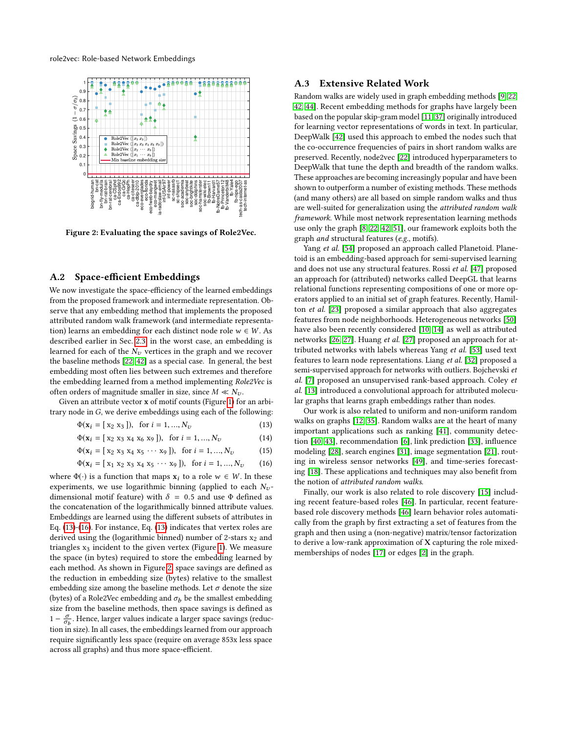Space Savings $(1 - \sigma/\sigma_b)$

1
0.9
0.8
0.7
0.6
0.5
0.4
0.3
0.2
0.1
0

Role2Vec ([$x_2$ $x_3$])
Role2Vec ([$x_2$ $x_3$ $x_4$ $x_6$ $x_9$])
Role2Vec ([$x_2$ ⋯ $x_9$])
Role2Vec ([$x_1$ ⋯ $x_9$])
Min baseline embedding size

biogrid-human
bn-cat
bn-fly-medulla
bn-rat-brain
bn-rat-cerebral
ca-CSphd
ca-Erdos992
ca-GrQc
ca-HepPh
ca-citeseer
ca-dblp-2010
eco-everglades
eco-florida
eco-foodweb-baydry
eco-mangwet
ia-radoslaw-email
inf-USAir97
inf-power
sc-nasasrb
sc-shipsec1
soc-academia
soc-anybeat
soc-brightkite
soc-dolphins
soc-hamsterster
soc-wiki-elec
fb-Brown11
fb-Harvard1
fb-NotreDame57
fb-Princeton12
fb-Vanderbilt48
fb-Yale4
fb-nips-ego
tech-as-caida2007
tech-internet-as

Figure 2: Evaluating the space savings of Role2Vec.

## A.2 Space-efficient Embeddings

We now investigate the space-efficiency of the learned embeddings from the proposed framework and intermediate representation. Observe that any embedding method that implements the proposed attributed random walk framework (and intermediate representation) learns an embedding for each distinct node role $w \in W$. As described earlier in Sec. 2.3, in the worst case, an embedding is learned for each of the $N_v$ vertices in the graph and we recover the baseline methods [22, 42] as a special case. In general, the best embedding most often lies between such extremes and therefore the embedding learned from a method implementing *Role2Vec* is often orders of magnitude smaller in size, since $M \ll N_v$.

Given an attribute vector $\mathbf{x}$ of motif counts (Figure 1) for an arbitrary node in $G$, we derive embeddings using each of the following:

$$\Phi(\mathbf{x}_i = [\, x_2 \; x_3 \,]), \quad \text{for } i = 1, \ldots, N_v \tag{13}$$

$$\Phi(\mathbf{x}_i = [\, x_2 \; x_3 \; x_4 \; x_6 \; x_9 \,]), \quad \text{for } i = 1, \ldots, N_v \tag{14}$$

$$\Phi(\mathbf{x}_i = [\, x_2 \; x_3 \; x_4 \; x_5 \; \cdots \; x_9 \,]), \quad \text{for } i = 1, \ldots, N_v \tag{15}$$

$$\Phi(\mathbf{x}_i = [\, x_1 \; x_2 \; x_3 \; x_4 \; x_5 \; \cdots \; x_9 \,]), \quad \text{for } i = 1, \ldots, N_v \tag{16}$$

where $\Phi(\cdot)$ is a function that maps $\mathbf{x}_i$ to a role $w \in W$. In these experiments, we use logarithmic binning (applied to each $N_v$-dimensional motif feature) with $\delta = 0.5$ and use $\Phi$ defined as the concatenation of the logarithmically binned attribute values. Embeddings are learned using the different subsets of attributes in Eq. (13)-(16). For instance, Eq. (13) indicates that vertex roles are derived using the (logarithmic binned) number of 2-stars $x_2$ and triangles $x_3$ incident to the given vertex (Figure 1). We measure the space (in bytes) required to store the embedding learned by each method. As shown in Figure 2, space savings are defined as the reduction in embedding size (bytes) relative to the smallest embedding size among the baseline methods. Let $\sigma$ denote the size (bytes) of a Role2Vec embedding and $\sigma_b$ be the smallest embedding size from the baseline methods, then space savings is defined as $1 - \frac{\sigma}{\sigma_b}$. Hence, larger values indicate a larger space savings (reduction in size). In all cases, the embeddings learned from our approach require significantly less space (require on average 853x less space across all graphs) and thus more space-efficient.

## A.3 Extensive Related Work

Random walks are widely used in graph embedding methods [9, 22, 42, 44]. Recent embedding methods for graphs have largely been based on the popular skip-gram model [11, 37] originally introduced for learning vector representations of words in text. In particular, DeepWalk [42] used this approach to embed the nodes such that the co-occurrence frequencies of pairs in short random walks are preserved. Recently, node2vec [22] introduced hyperparameters to DeepWalk that tune the depth and breadth of the random walks. These approaches are becoming increasingly popular and have been shown to outperform a number of existing methods. These methods (and many others) are all based on simple random walks and thus are well-suited for generalization using the *attributed random walk framework*. While most network representation learning methods use only the graph [8, 22, 42, 51], our framework exploits both the graph *and* structural features (*e.g.*, motifs).

Yang *et al.* [54] proposed an approach called Planetoid. Planetoid is an embedding-based approach for semi-supervised learning and does not use any structural features. Rossi *et al.* [47] proposed an approach for (attributed) networks called DeepGL that learns relational functions representing compositions of one or more operators applied to an initial set of graph features. Recently, Hamilton *et al.* [23] proposed a similar approach that also aggregates features from node neighborhoods. Heterogeneous networks [50] have also been recently considered [10, 14] as well as attributed networks [26, 27]. Huang *et al.* [27] proposed an approach for attributed networks with labels whereas Yang *et al.* [53] used text features to learn node representations. Liang *et al.* [32] proposed a semi-supervised approach for networks with outliers. Bojchevski *et al.* [7] proposed an unsupervised rank-based approach. Coley *et al.* [13] introduced a convolutional approach for attributed molecular graphs that learns graph embeddings rather than nodes.

Our work is also related to uniform and non-uniform random walks on graphs [12, 35]. Random walks are at the heart of many important applications such as ranking [41], community detection [40, 43], recommendation [6], link prediction [33], influence modeling [28], search engines [31], image segmentation [21], routing in wireless sensor networks [49], and time-series forecasting [18]. These applications and techniques may also benefit from the notion of *attributed random walks*.

Finally, our work is also related to role discovery [15] including recent feature-based roles [46]. In particular, recent feature-based role discovery methods [46] learn behavior roles automatically from the graph by first extracting a set of features from the graph and then using a (non-negative) matrix/tensor factorization to derive a low-rank approximation of $\mathbf{X}$ capturing the role mixed-memberships of nodes [17] or edges [2] in the graph.